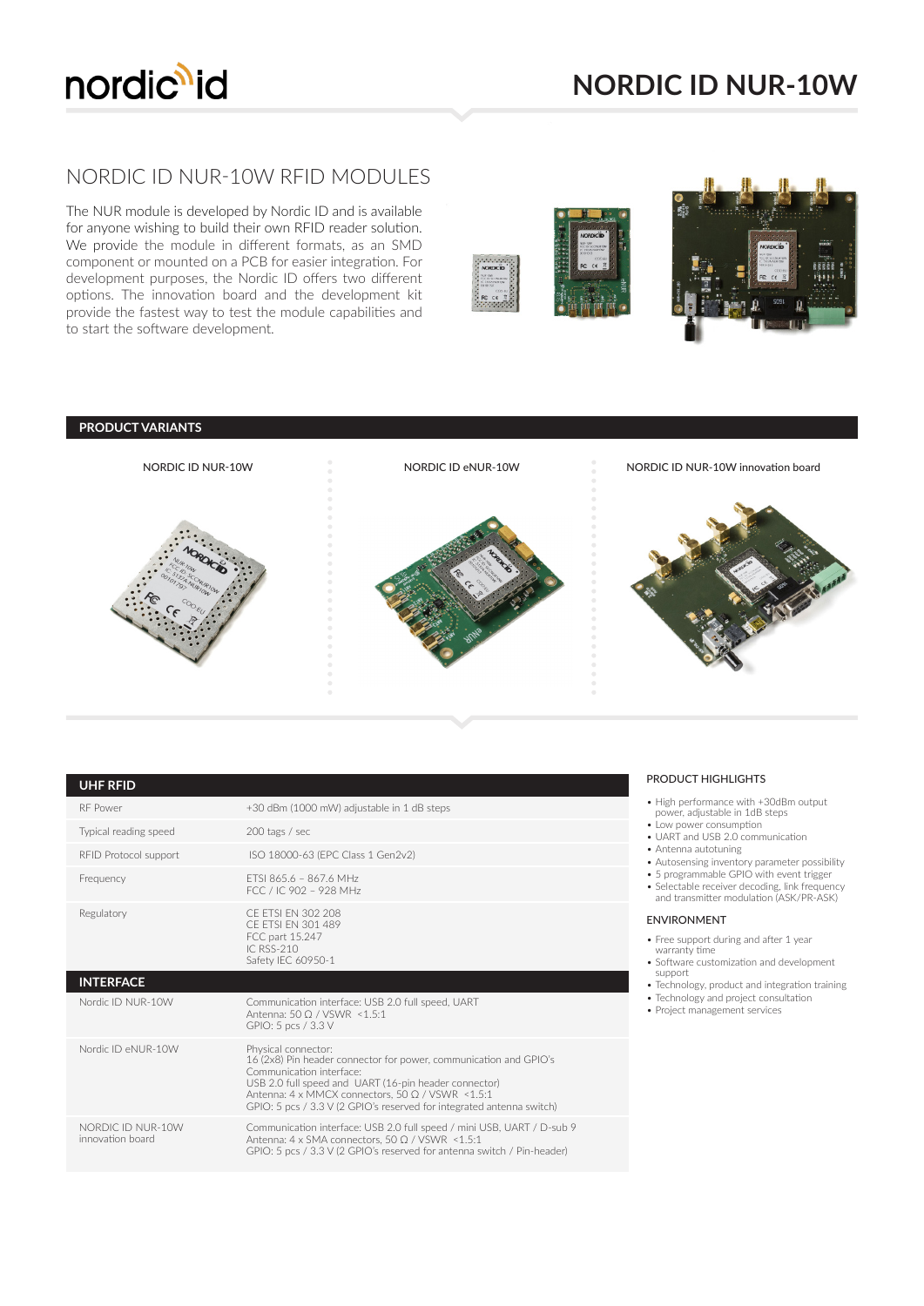# NORDIC ID NUR-10W

## NORDIC ID NUR-10W RFID MODULES

The NUR module is developed by Nordic ID and is available for anyone wishing to build their own RFID reader solution. We provide the module in different formats, as an SMD component or mounted on a PCB for easier integration. For development purposes, the Nordic ID offers two different options. The innovation board and the development kit provide the fastest way to test the module capabilities and to start the software development.

## PRODUCT VARIANTS

NORDIC ID NUR-10W

NORDIC ID eNUR-10W

NORDIC ID NUR-10W innovation board

| UHF RFID | |
|---|---|
| RF Power | +30 dBm (1000 mW) adjustable in 1 dB steps |
| Typical reading speed | 200 tags / sec |
| RFID Protocol support | ISO 18000-63 (EPC Class 1 Gen2v2) |
| Frequency | ETSI 865.6 – 867.6 MHz<br>FCC / IC 902 – 928 MHz |
| Regulatory | CE ETSI EN 302 208<br>CE ETSI EN 301 489<br>FCC part 15.247<br>IC RSS-210<br>Safety IEC 60950-1 |
| **INTERFACE** | |
| Nordic ID NUR-10W | Communication interface: USB 2.0 full speed, UART<br>Antenna: 50 Ω / VSWR <1.5:1<br>GPIO: 5 pcs / 3.3 V |
| Nordic ID eNUR-10W | Physical connector:<br>16 (2x8) Pin header connector for power, communication and GPIO's<br>Communication interface:<br>USB 2.0 full speed and UART (16-pin header connector)<br>Antenna: 4 x MMCX connectors, 50 Ω / VSWR <1.5:1<br>GPIO: 5 pcs / 3.3 V (2 GPIO's reserved for integrated antenna switch) |
| NORDIC ID NUR-10W innovation board | Communication interface: USB 2.0 full speed / mini USB, UART / D-sub 9<br>Antenna: 4 x SMA connectors, 50 Ω / VSWR <1.5:1<br>GPIO: 5 pcs / 3.3 V (2 GPIO's reserved for antenna switch / Pin-header) |

### PRODUCT HIGHLIGHTS

- High performance with +30dBm output power, adjustable in 1dB steps
- Low power consumption
- UART and USB 2.0 communication
- Antenna autotuning
- Autosensing inventory parameter possibility
- 5 programmable GPIO with event trigger
- Selectable receiver decoding, link frequency and transmitter modulation (ASK/PR-ASK)

### ENVIRONMENT

- Free support during and after 1 year warranty time
- Software customization and development support
- Technology, product and integration training
- Technology and project consultation
- Project management services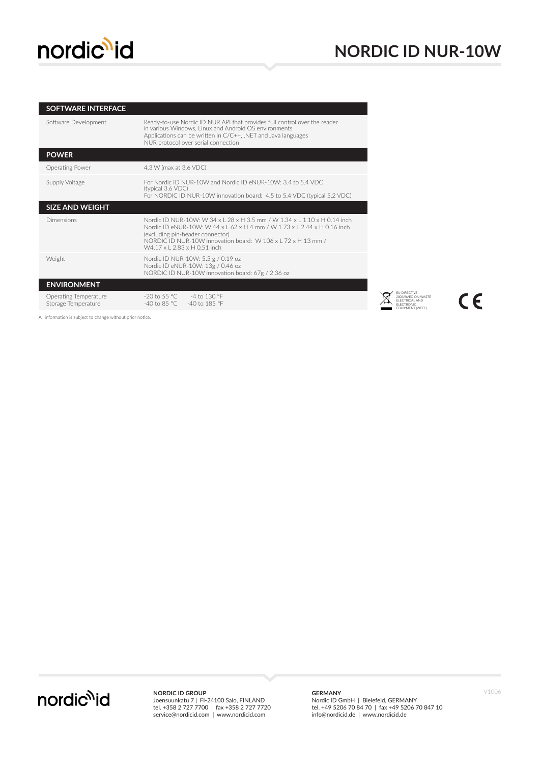# NORDIC ID NUR-10W

| SOFTWARE INTERFACE | |
|---|---|
| Software Development | Ready-to-use Nordic ID NUR API that provides full control over the reader in various Windows, Linux and Android OS environments<br>Applications can be written in C/C++, .NET and Java languages<br>NUR protocol over serial connection |
| **POWER** | |
| Operating Power | 4.3 W (max at 3.6 VDC) |
| Supply Voltage | For Nordic ID NUR-10W and Nordic ID eNUR-10W: 3.4 to 5.4 VDC (typical 3.6 VDC)<br>For NORDIC ID NUR-10W innovation board: 4.5 to 5.4 VDC (typical 5.2 VDC) |
| **SIZE AND WEIGHT** | |
| Dimensions | Nordic ID NUR-10W: W 34 x L 28 x H 3.5 mm / W 1.34 x L 1.10 x H 0.14 inch<br>Nordic ID eNUR-10W: W 44 x L 62 x H 4 mm / W 1.73 x L 2.44 x H 0.16 inch (excluding pin-header connector)<br>NORDIC ID NUR-10W innovation board: W 106 x L 72 x H 13 mm / W4,17 x L 2,83 x H 0,51 inch |
| Weight | Nordic ID NUR-10W: 5.5 g / 0.19 oz<br>Nordic ID eNUR-10W: 13g / 0.46 oz<br>NORDIC ID NUR-10W innovation board: 67g / 2.36 oz |
| **ENVIRONMENT** | |
| Operating Temperature<br>Storage Temperature | -20 to 55 °C &nbsp; -4 to 130 °F<br>-40 to 85 °C &nbsp; -40 to 185 °F |

EU DIRECTIVE 2002/96/EC ON WASTE ELECTRICAL AND ELECTRONIC EQUIPMENT (WEEE)

CE

All information is subject to change without prior notice.

**NORDIC ID GROUP**
Joensuunkatu 7 | FI-24100 Salo, FINLAND
tel. +358 2 727 7700 | fax +358 2 727 7720
service@nordicid.com | www.nordicid.com

**GERMANY**
Nordic ID GmbH | Bielefeld, GERMANY
tel. +49 5206 70 84 70 | fax +49 5206 70 847 10
info@nordicid.de | www.nordicid.de

V1006